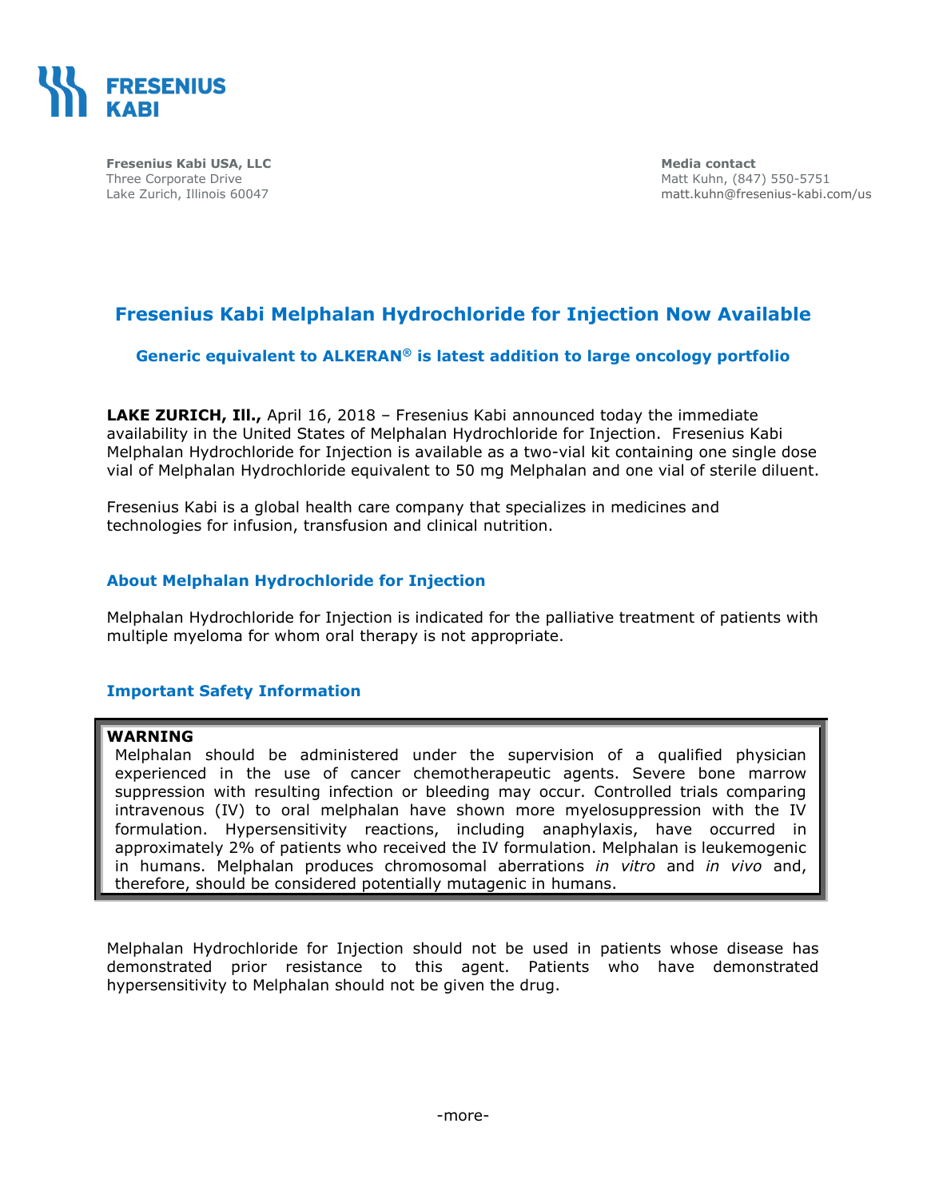**FRESENIUS KABI**

**Fresenius Kabi USA, LLC**
Three Corporate Drive
Lake Zurich, Illinois 60047

**Media contact**
Matt Kuhn, (847) 550-5751
matt.kuhn@fresenius-kabi.com/us

# Fresenius Kabi Melphalan Hydrochloride for Injection Now Available

### Generic equivalent to ALKERAN® is latest addition to large oncology portfolio

**LAKE ZURICH, Ill.,** April 16, 2018 – Fresenius Kabi announced today the immediate availability in the United States of Melphalan Hydrochloride for Injection. Fresenius Kabi Melphalan Hydrochloride for Injection is available as a two-vial kit containing one single dose vial of Melphalan Hydrochloride equivalent to 50 mg Melphalan and one vial of sterile diluent.

Fresenius Kabi is a global health care company that specializes in medicines and technologies for infusion, transfusion and clinical nutrition.

## About Melphalan Hydrochloride for Injection

Melphalan Hydrochloride for Injection is indicated for the palliative treatment of patients with multiple myeloma for whom oral therapy is not appropriate.

## Important Safety Information

**WARNING**
Melphalan should be administered under the supervision of a qualified physician experienced in the use of cancer chemotherapeutic agents. Severe bone marrow suppression with resulting infection or bleeding may occur. Controlled trials comparing intravenous (IV) to oral melphalan have shown more myelosuppression with the IV formulation. Hypersensitivity reactions, including anaphylaxis, have occurred in approximately 2% of patients who received the IV formulation. Melphalan is leukemogenic in humans. Melphalan produces chromosomal aberrations *in vitro* and *in vivo* and, therefore, should be considered potentially mutagenic in humans.

Melphalan Hydrochloride for Injection should not be used in patients whose disease has demonstrated prior resistance to this agent. Patients who have demonstrated hypersensitivity to Melphalan should not be given the drug.

-more-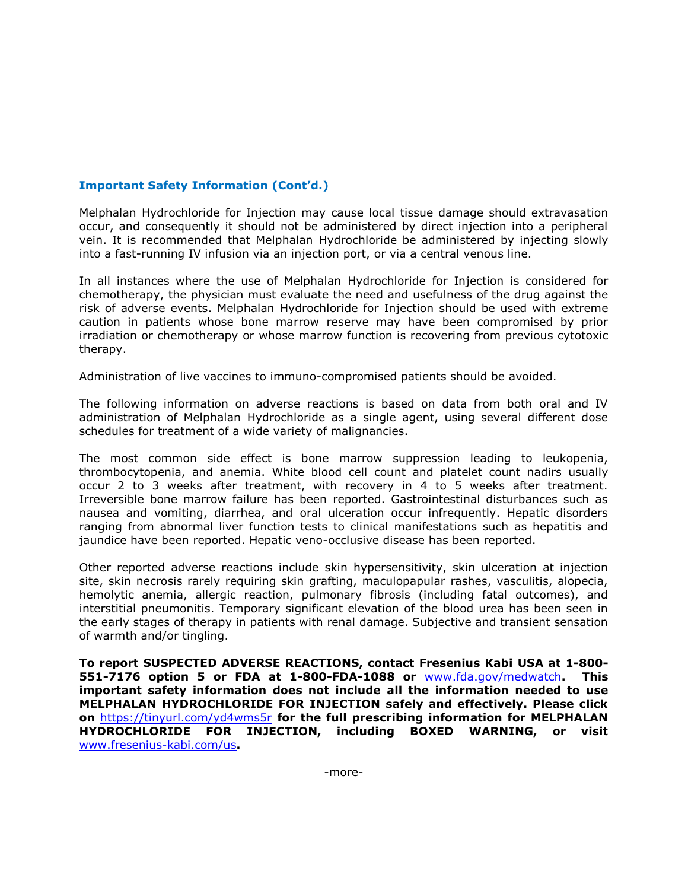**Important Safety Information (Cont'd.)**

Melphalan Hydrochloride for Injection may cause local tissue damage should extravasation occur, and consequently it should not be administered by direct injection into a peripheral vein. It is recommended that Melphalan Hydrochloride be administered by injecting slowly into a fast-running IV infusion via an injection port, or via a central venous line.

In all instances where the use of Melphalan Hydrochloride for Injection is considered for chemotherapy, the physician must evaluate the need and usefulness of the drug against the risk of adverse events. Melphalan Hydrochloride for Injection should be used with extreme caution in patients whose bone marrow reserve may have been compromised by prior irradiation or chemotherapy or whose marrow function is recovering from previous cytotoxic therapy.

Administration of live vaccines to immuno-compromised patients should be avoided.

The following information on adverse reactions is based on data from both oral and IV administration of Melphalan Hydrochloride as a single agent, using several different dose schedules for treatment of a wide variety of malignancies.

The most common side effect is bone marrow suppression leading to leukopenia, thrombocytopenia, and anemia. White blood cell count and platelet count nadirs usually occur 2 to 3 weeks after treatment, with recovery in 4 to 5 weeks after treatment. Irreversible bone marrow failure has been reported. Gastrointestinal disturbances such as nausea and vomiting, diarrhea, and oral ulceration occur infrequently. Hepatic disorders ranging from abnormal liver function tests to clinical manifestations such as hepatitis and jaundice have been reported. Hepatic veno-occlusive disease has been reported.

Other reported adverse reactions include skin hypersensitivity, skin ulceration at injection site, skin necrosis rarely requiring skin grafting, maculopapular rashes, vasculitis, alopecia, hemolytic anemia, allergic reaction, pulmonary fibrosis (including fatal outcomes), and interstitial pneumonitis. Temporary significant elevation of the blood urea has been seen in the early stages of therapy in patients with renal damage. Subjective and transient sensation of warmth and/or tingling.

**To report SUSPECTED ADVERSE REACTIONS, contact Fresenius Kabi USA at 1-800-551-7176 option 5 or FDA at 1-800-FDA-1088 or** www.fda.gov/medwatch**. This important safety information does not include all the information needed to use MELPHALAN HYDROCHLORIDE FOR INJECTION safely and effectively. Please click on** https://tinyurl.com/yd4wms5r **for the full prescribing information for MELPHALAN HYDROCHLORIDE FOR INJECTION, including BOXED WARNING, or visit** www.fresenius-kabi.com/us**.**

-more-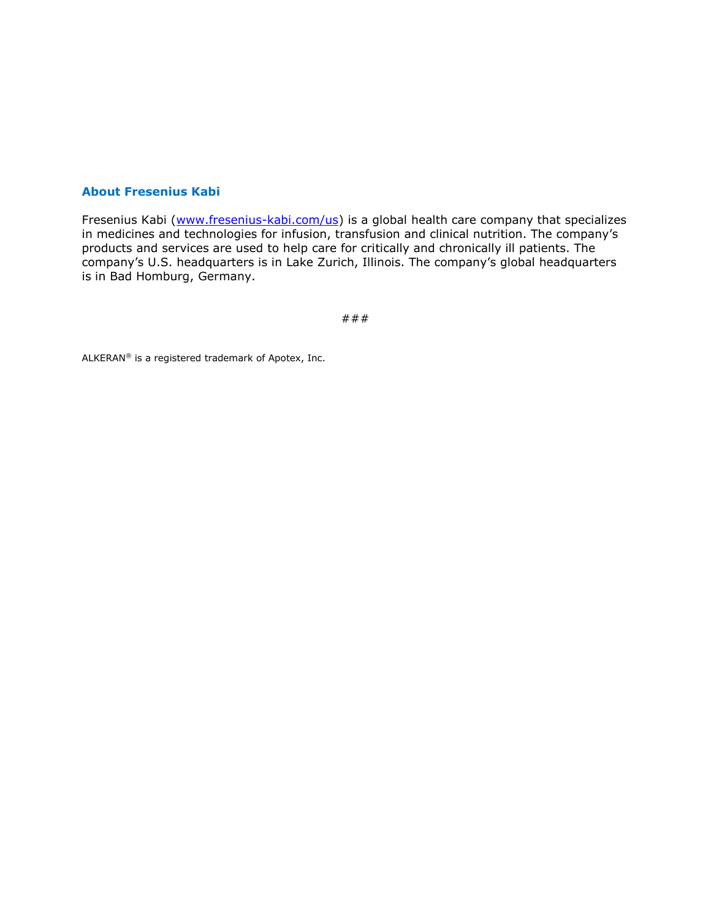## About Fresenius Kabi

Fresenius Kabi (www.fresenius-kabi.com/us) is a global health care company that specializes in medicines and technologies for infusion, transfusion and clinical nutrition. The company's products and services are used to help care for critically and chronically ill patients. The company's U.S. headquarters is in Lake Zurich, Illinois. The company's global headquarters is in Bad Homburg, Germany.

###

ALKERAN® is a registered trademark of Apotex, Inc.